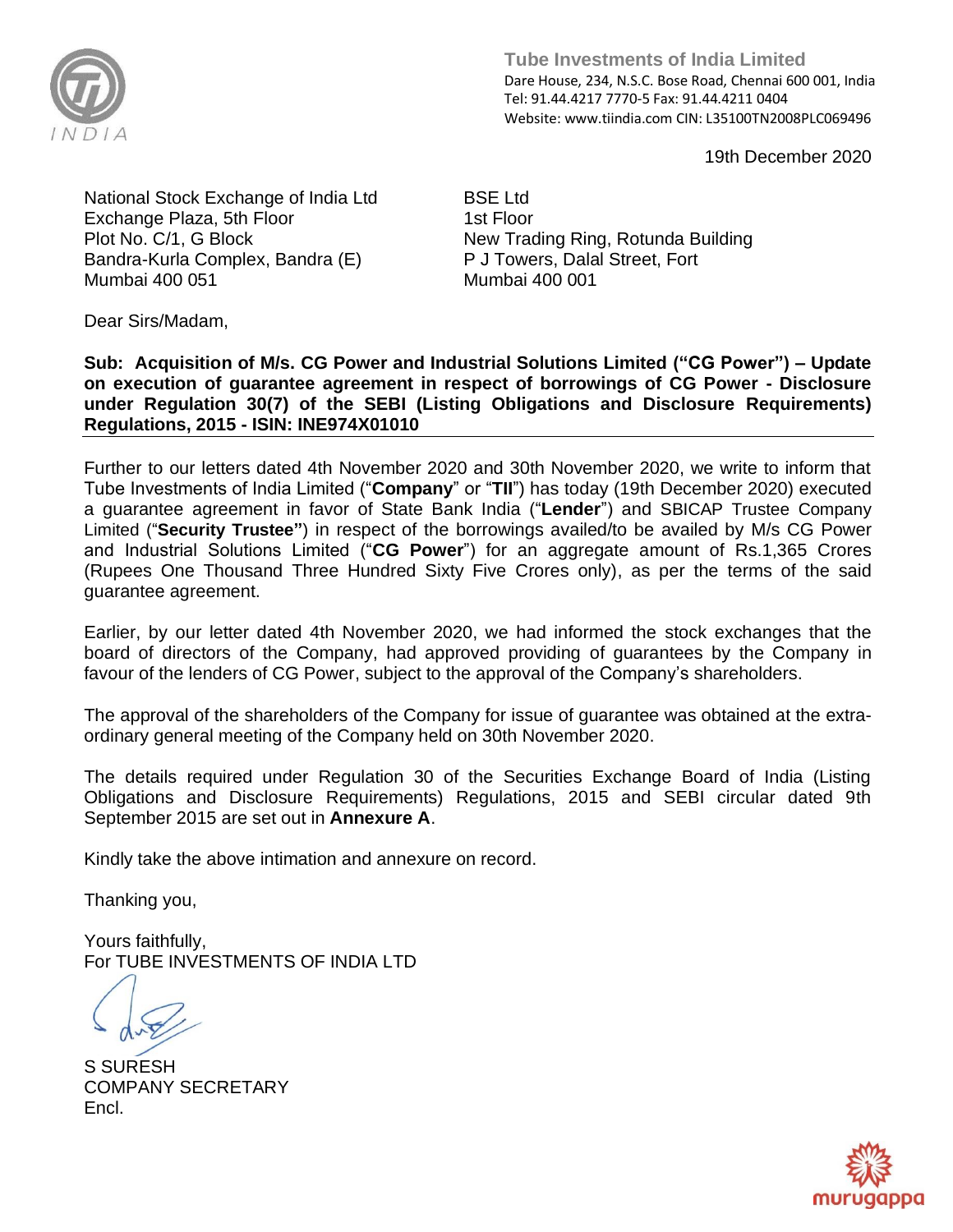**Tube Investments of India Limited**
Dare House, 234, N.S.C. Bose Road, Chennai 600 001, India
Tel: 91.44.4217 7770-5 Fax: 91.44.4211 0404
Website: www.tiindia.com CIN: L35100TN2008PLC069496

19th December 2020

National Stock Exchange of India Ltd
Exchange Plaza, 5th Floor
Plot No. C/1, G Block
Bandra-Kurla Complex, Bandra (E)
Mumbai 400 051

BSE Ltd
1st Floor
New Trading Ring, Rotunda Building
P J Towers, Dalal Street, Fort
Mumbai 400 001

Dear Sirs/Madam,

**Sub: Acquisition of M/s. CG Power and Industrial Solutions Limited ("CG Power") – Update on execution of guarantee agreement in respect of borrowings of CG Power - Disclosure under Regulation 30(7) of the SEBI (Listing Obligations and Disclosure Requirements) Regulations, 2015 - ISIN: INE974X01010**

Further to our letters dated 4th November 2020 and 30th November 2020, we write to inform that Tube Investments of India Limited ("**Company**" or "**TII**") has today (19th December 2020) executed a guarantee agreement in favor of State Bank India ("**Lender**") and SBICAP Trustee Company Limited ("**Security Trustee"**) in respect of the borrowings availed/to be availed by M/s CG Power and Industrial Solutions Limited ("**CG Power**") for an aggregate amount of Rs.1,365 Crores (Rupees One Thousand Three Hundred Sixty Five Crores only), as per the terms of the said guarantee agreement.

Earlier, by our letter dated 4th November 2020, we had informed the stock exchanges that the board of directors of the Company, had approved providing of guarantees by the Company in favour of the lenders of CG Power, subject to the approval of the Company's shareholders.

The approval of the shareholders of the Company for issue of guarantee was obtained at the extra-ordinary general meeting of the Company held on 30th November 2020.

The details required under Regulation 30 of the Securities Exchange Board of India (Listing Obligations and Disclosure Requirements) Regulations, 2015 and SEBI circular dated 9th September 2015 are set out in **Annexure A**.

Kindly take the above intimation and annexure on record.

Thanking you,

Yours faithfully,
For TUBE INVESTMENTS OF INDIA LTD

S SURESH
COMPANY SECRETARY
Encl.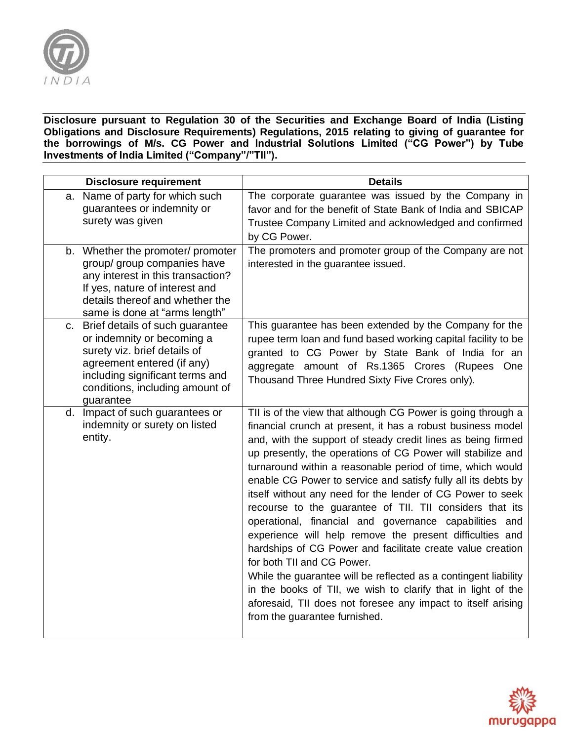**Disclosure pursuant to Regulation 30 of the Securities and Exchange Board of India (Listing Obligations and Disclosure Requirements) Regulations, 2015 relating to giving of guarantee for the borrowings of M/s. CG Power and Industrial Solutions Limited ("CG Power") by Tube Investments of India Limited ("Company"/"TII").**

| Disclosure requirement | Details |
|---|---|
| a. Name of party for which such guarantees or indemnity or surety was given | The corporate guarantee was issued by the Company in favor and for the benefit of State Bank of India and SBICAP Trustee Company Limited and acknowledged and confirmed by CG Power. |
| b. Whether the promoter/ promoter group/ group companies have any interest in this transaction? If yes, nature of interest and details thereof and whether the same is done at "arms length" | The promoters and promoter group of the Company are not interested in the guarantee issued. |
| c. Brief details of such guarantee or indemnity or becoming a surety viz. brief details of agreement entered (if any) including significant terms and conditions, including amount of guarantee | This guarantee has been extended by the Company for the rupee term loan and fund based working capital facility to be granted to CG Power by State Bank of India for an aggregate amount of Rs.1365 Crores (Rupees One Thousand Three Hundred Sixty Five Crores only). |
| d. Impact of such guarantees or indemnity or surety on listed entity. | TII is of the view that although CG Power is going through a financial crunch at present, it has a robust business model and, with the support of steady credit lines as being firmed up presently, the operations of CG Power will stabilize and turnaround within a reasonable period of time, which would enable CG Power to service and satisfy fully all its debts by itself without any need for the lender of CG Power to seek recourse to the guarantee of TII. TII considers that its operational, financial and governance capabilities and experience will help remove the present difficulties and hardships of CG Power and facilitate create value creation for both TII and CG Power.<br>While the guarantee will be reflected as a contingent liability in the books of TII, we wish to clarify that in light of the aforesaid, TII does not foresee any impact to itself arising from the guarantee furnished. |